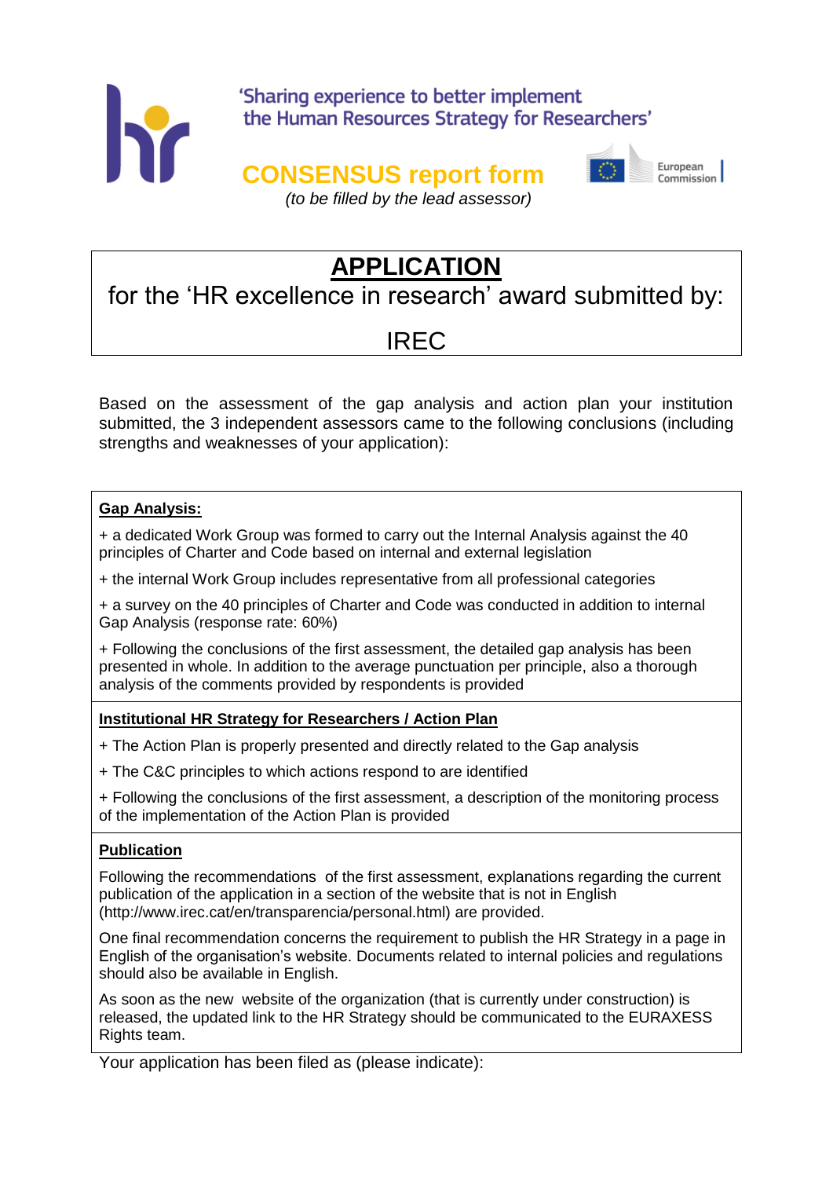'Sharing experience to better implement the Human Resources Strategy for Researchers'

# CONSENSUS report form

*(to be filled by the lead assessor)*

## APPLICATION

for the 'HR excellence in research' award submitted by:

IREC

Based on the assessment of the gap analysis and action plan your institution submitted, the 3 independent assessors came to the following conclusions (including strengths and weaknesses of your application):

**Gap Analysis:**

+ a dedicated Work Group was formed to carry out the Internal Analysis against the 40 principles of Charter and Code based on internal and external legislation

+ the internal Work Group includes representative from all professional categories

+ a survey on the 40 principles of Charter and Code was conducted in addition to internal Gap Analysis (response rate: 60%)

+ Following the conclusions of the first assessment, the detailed gap analysis has been presented in whole. In addition to the average punctuation per principle, also a thorough analysis of the comments provided by respondents is provided

**Institutional HR Strategy for Researchers / Action Plan**

+ The Action Plan is properly presented and directly related to the Gap analysis

+ The C&C principles to which actions respond to are identified

+ Following the conclusions of the first assessment, a description of the monitoring process of the implementation of the Action Plan is provided

**Publication**

Following the recommendations of the first assessment, explanations regarding the current publication of the application in a section of the website that is not in English (http://www.irec.cat/en/transparencia/personal.html) are provided.

One final recommendation concerns the requirement to publish the HR Strategy in a page in English of the organisation's website. Documents related to internal policies and regulations should also be available in English.

As soon as the new website of the organization (that is currently under construction) is released, the updated link to the HR Strategy should be communicated to the EURAXESS Rights team.

Your application has been filed as (please indicate):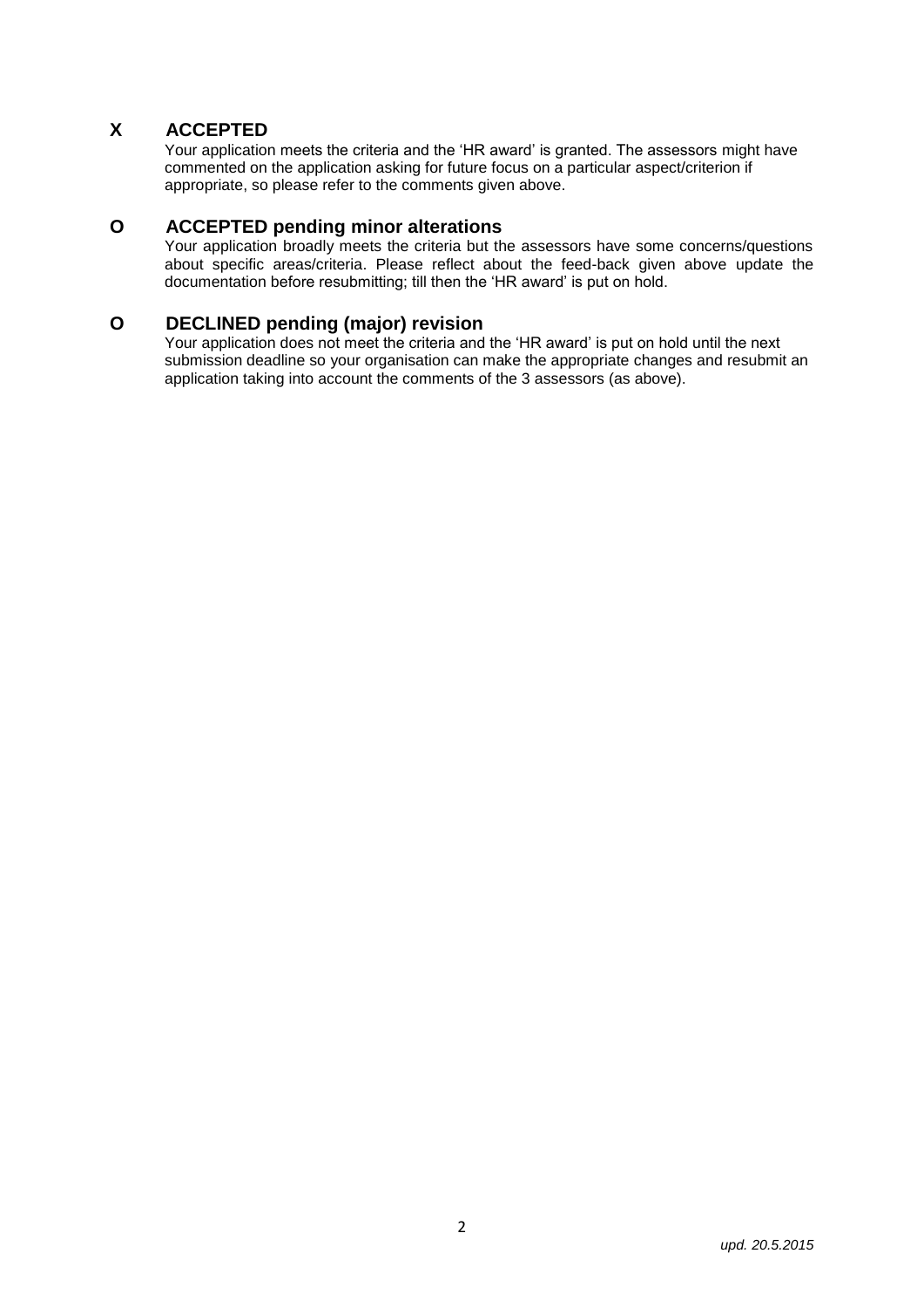**X ACCEPTED**

Your application meets the criteria and the 'HR award' is granted. The assessors might have commented on the application asking for future focus on a particular aspect/criterion if appropriate, so please refer to the comments given above.

**O ACCEPTED pending minor alterations**

Your application broadly meets the criteria but the assessors have some concerns/questions about specific areas/criteria. Please reflect about the feed-back given above update the documentation before resubmitting; till then the 'HR award' is put on hold.

**O DECLINED pending (major) revision**

Your application does not meet the criteria and the 'HR award' is put on hold until the next submission deadline so your organisation can make the appropriate changes and resubmit an application taking into account the comments of the 3 assessors (as above).

*upd. 20.5.2015*